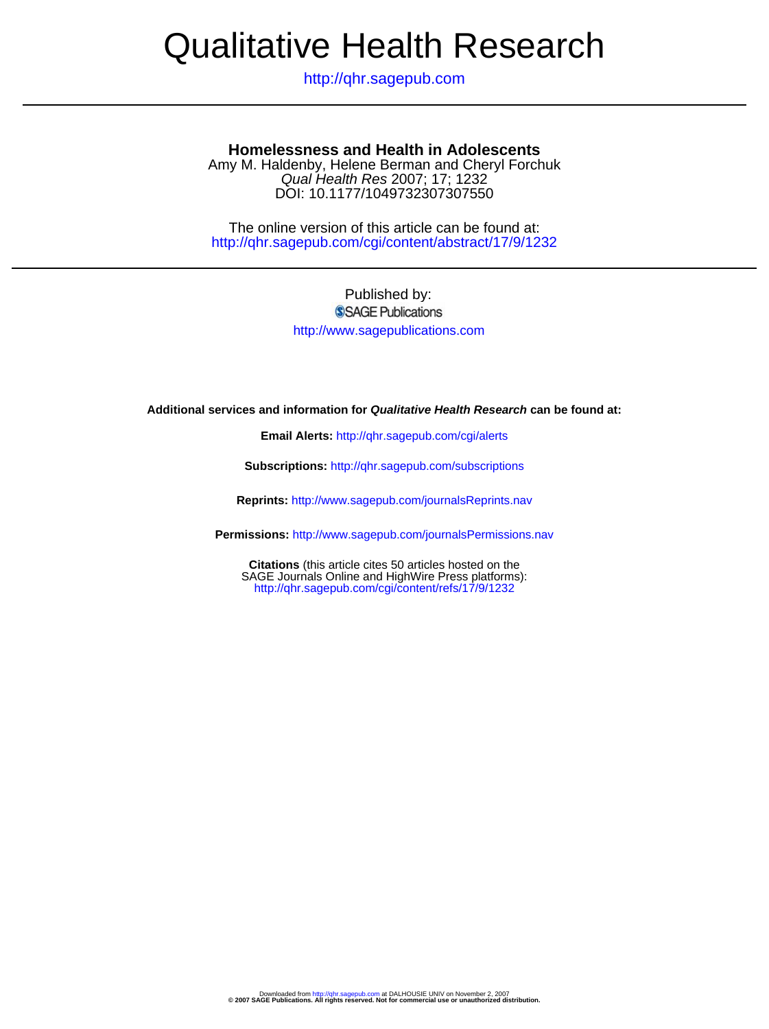# Qualitative Health Research

http://qhr.sagepub.com

## Homelessness and Health in Adolescents

Amy M. Haldenby, Helene Berman and Cheryl Forchuk
*Qual Health Res* 2007; 17; 1232
DOI: 10.1177/1049732307307550

The online version of this article can be found at:
http://qhr.sagepub.com/cgi/content/abstract/17/9/1232

Published by:
SAGE Publications
http://www.sagepublications.com

**Additional services and information for *Qualitative Health Research* can be found at:**

**Email Alerts:** http://qhr.sagepub.com/cgi/alerts

**Subscriptions:** http://qhr.sagepub.com/subscriptions

**Reprints:** http://www.sagepub.com/journalsReprints.nav

**Permissions:** http://www.sagepub.com/journalsPermissions.nav

**Citations** (this article cites 50 articles hosted on the SAGE Journals Online and HighWire Press platforms):
http://qhr.sagepub.com/cgi/content/refs/17/9/1232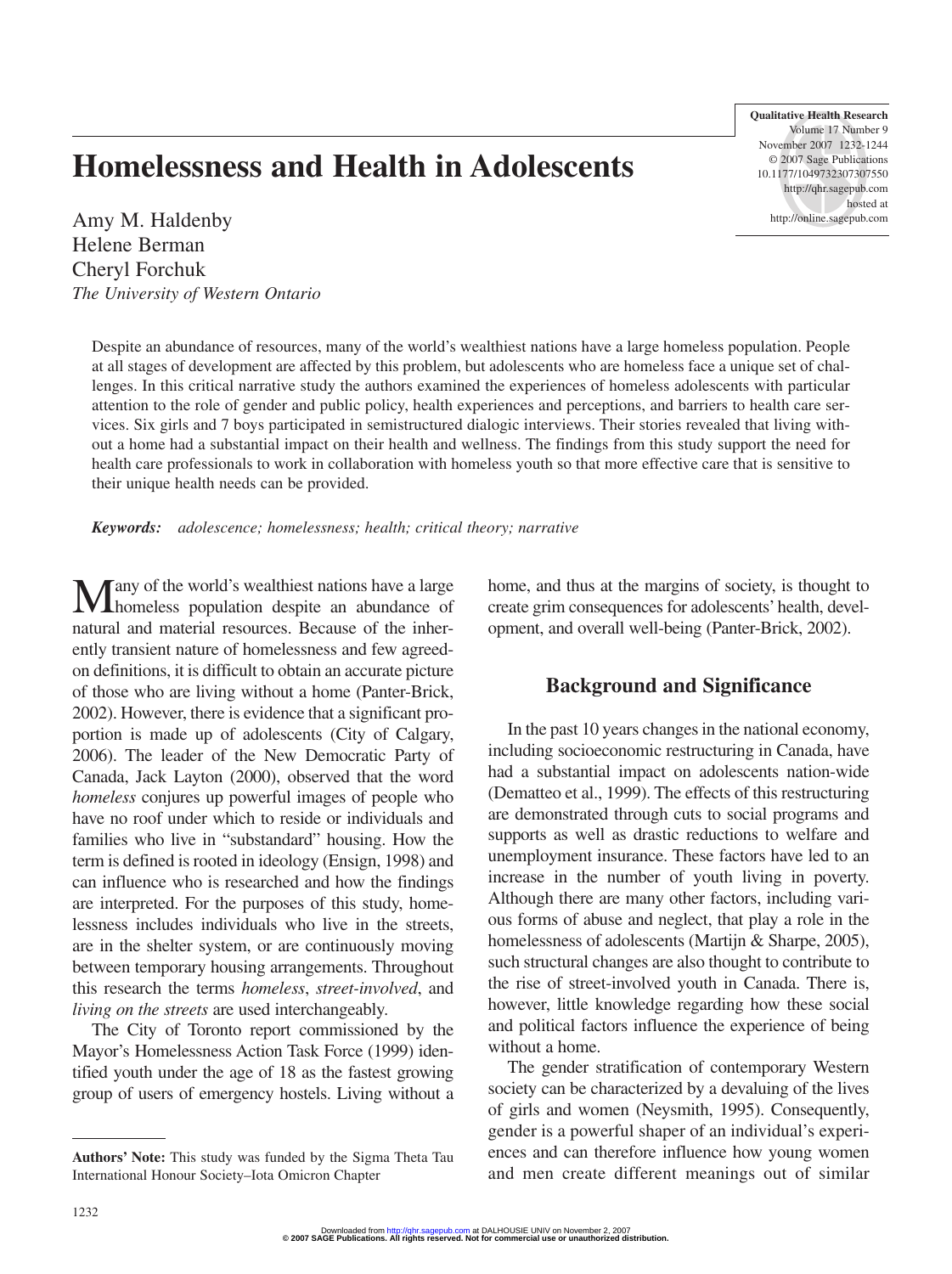# Homelessness and Health in Adolescents

Amy M. Haldenby
Helene Berman
Cheryl Forchuk
*The University of Western Ontario*

Despite an abundance of resources, many of the world's wealthiest nations have a large homeless population. People at all stages of development are affected by this problem, but adolescents who are homeless face a unique set of challenges. In this critical narrative study the authors examined the experiences of homeless adolescents with particular attention to the role of gender and public policy, health experiences and perceptions, and barriers to health care services. Six girls and 7 boys participated in semistructured dialogic interviews. Their stories revealed that living without a home had a substantial impact on their health and wellness. The findings from this study support the need for health care professionals to work in collaboration with homeless youth so that more effective care that is sensitive to their unique health needs can be provided.

***Keywords:*** *adolescence; homelessness; health; critical theory; narrative*

Many of the world's wealthiest nations have a large homeless population despite an abundance of natural and material resources. Because of the inherently transient nature of homelessness and few agreed-on definitions, it is difficult to obtain an accurate picture of those who are living without a home (Panter-Brick, 2002). However, there is evidence that a significant proportion is made up of adolescents (City of Calgary, 2006). The leader of the New Democratic Party of Canada, Jack Layton (2000), observed that the word *homeless* conjures up powerful images of people who have no roof under which to reside or individuals and families who live in "substandard" housing. How the term is defined is rooted in ideology (Ensign, 1998) and can influence who is researched and how the findings are interpreted. For the purposes of this study, homelessness includes individuals who live in the streets, are in the shelter system, or are continuously moving between temporary housing arrangements. Throughout this research the terms *homeless*, *street-involved*, and *living on the streets* are used interchangeably.

The City of Toronto report commissioned by the Mayor's Homelessness Action Task Force (1999) identified youth under the age of 18 as the fastest growing group of users of emergency hostels. Living without a home, and thus at the margins of society, is thought to create grim consequences for adolescents' health, development, and overall well-being (Panter-Brick, 2002).

## Background and Significance

In the past 10 years changes in the national economy, including socioeconomic restructuring in Canada, have had a substantial impact on adolescents nation-wide (Dematteo et al., 1999). The effects of this restructuring are demonstrated through cuts to social programs and supports as well as drastic reductions to welfare and unemployment insurance. These factors have led to an increase in the number of youth living in poverty. Although there are many other factors, including various forms of abuse and neglect, that play a role in the homelessness of adolescents (Martijn & Sharpe, 2005), such structural changes are also thought to contribute to the rise of street-involved youth in Canada. There is, however, little knowledge regarding how these social and political factors influence the experience of being without a home.

The gender stratification of contemporary Western society can be characterized by a devaluing of the lives of girls and women (Neysmith, 1995). Consequently, gender is a powerful shaper of an individual's experiences and can therefore influence how young women and men create different meanings out of similar

**Authors' Note:** This study was funded by the Sigma Theta Tau International Honour Society–Iota Omicron Chapter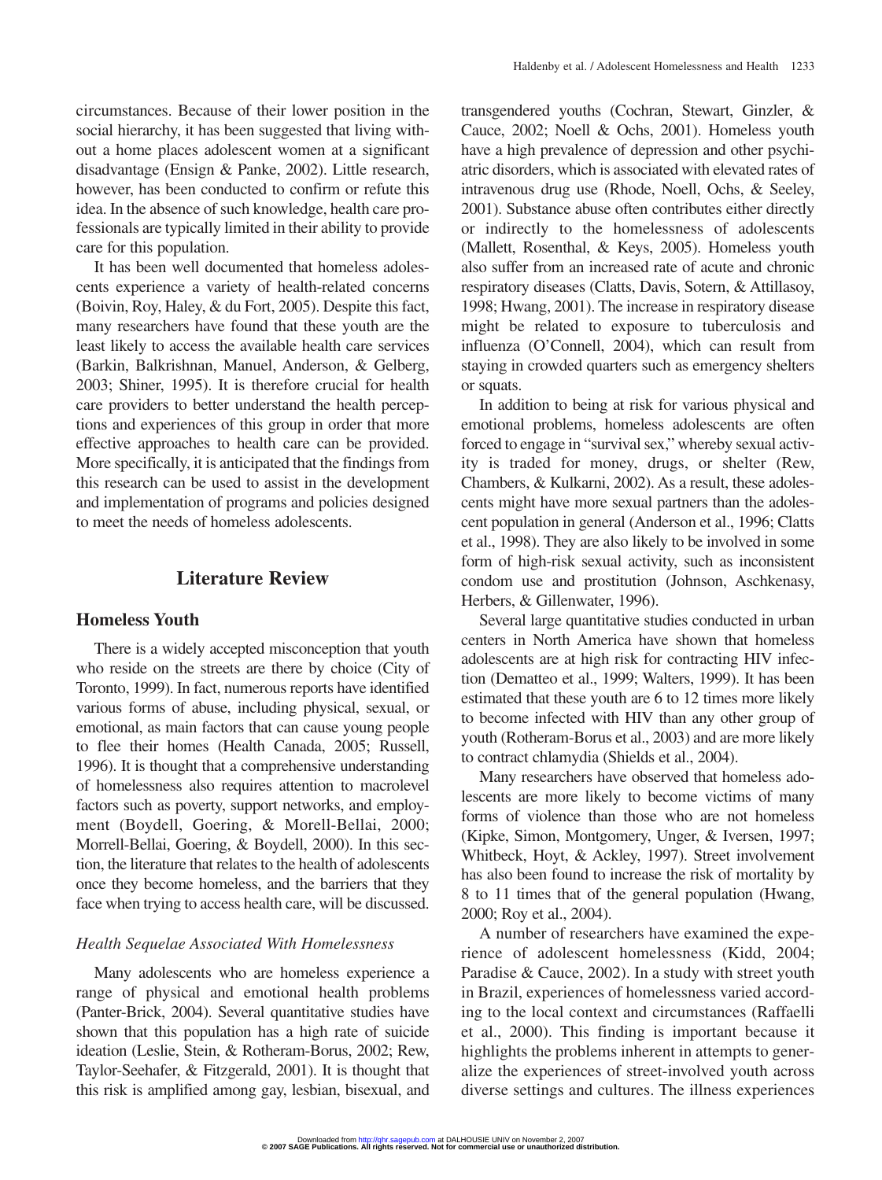circumstances. Because of their lower position in the social hierarchy, it has been suggested that living without a home places adolescent women at a significant disadvantage (Ensign & Panke, 2002). Little research, however, has been conducted to confirm or refute this idea. In the absence of such knowledge, health care professionals are typically limited in their ability to provide care for this population.

It has been well documented that homeless adolescents experience a variety of health-related concerns (Boivin, Roy, Haley, & du Fort, 2005). Despite this fact, many researchers have found that these youth are the least likely to access the available health care services (Barkin, Balkrishnan, Manuel, Anderson, & Gelberg, 2003; Shiner, 1995). It is therefore crucial for health care providers to better understand the health perceptions and experiences of this group in order that more effective approaches to health care can be provided. More specifically, it is anticipated that the findings from this research can be used to assist in the development and implementation of programs and policies designed to meet the needs of homeless adolescents.

## Literature Review

### Homeless Youth

There is a widely accepted misconception that youth who reside on the streets are there by choice (City of Toronto, 1999). In fact, numerous reports have identified various forms of abuse, including physical, sexual, or emotional, as main factors that can cause young people to flee their homes (Health Canada, 2005; Russell, 1996). It is thought that a comprehensive understanding of homelessness also requires attention to macrolevel factors such as poverty, support networks, and employment (Boydell, Goering, & Morell-Bellai, 2000; Morrell-Bellai, Goering, & Boydell, 2000). In this section, the literature that relates to the health of adolescents once they become homeless, and the barriers that they face when trying to access health care, will be discussed.

#### *Health Sequelae Associated With Homelessness*

Many adolescents who are homeless experience a range of physical and emotional health problems (Panter-Brick, 2004). Several quantitative studies have shown that this population has a high rate of suicide ideation (Leslie, Stein, & Rotheram-Borus, 2002; Rew, Taylor-Seehafer, & Fitzgerald, 2001). It is thought that this risk is amplified among gay, lesbian, bisexual, and transgendered youths (Cochran, Stewart, Ginzler, & Cauce, 2002; Noell & Ochs, 2001). Homeless youth have a high prevalence of depression and other psychiatric disorders, which is associated with elevated rates of intravenous drug use (Rhode, Noell, Ochs, & Seeley, 2001). Substance abuse often contributes either directly or indirectly to the homelessness of adolescents (Mallett, Rosenthal, & Keys, 2005). Homeless youth also suffer from an increased rate of acute and chronic respiratory diseases (Clatts, Davis, Sotern, & Attillasoy, 1998; Hwang, 2001). The increase in respiratory disease might be related to exposure to tuberculosis and influenza (O'Connell, 2004), which can result from staying in crowded quarters such as emergency shelters or squats.

In addition to being at risk for various physical and emotional problems, homeless adolescents are often forced to engage in "survival sex," whereby sexual activity is traded for money, drugs, or shelter (Rew, Chambers, & Kulkarni, 2002). As a result, these adolescents might have more sexual partners than the adolescent population in general (Anderson et al., 1996; Clatts et al., 1998). They are also likely to be involved in some form of high-risk sexual activity, such as inconsistent condom use and prostitution (Johnson, Aschkenasy, Herbers, & Gillenwater, 1996).

Several large quantitative studies conducted in urban centers in North America have shown that homeless adolescents are at high risk for contracting HIV infection (Dematteo et al., 1999; Walters, 1999). It has been estimated that these youth are 6 to 12 times more likely to become infected with HIV than any other group of youth (Rotheram-Borus et al., 2003) and are more likely to contract chlamydia (Shields et al., 2004).

Many researchers have observed that homeless adolescents are more likely to become victims of many forms of violence than those who are not homeless (Kipke, Simon, Montgomery, Unger, & Iversen, 1997; Whitbeck, Hoyt, & Ackley, 1997). Street involvement has also been found to increase the risk of mortality by 8 to 11 times that of the general population (Hwang, 2000; Roy et al., 2004).

A number of researchers have examined the experience of adolescent homelessness (Kidd, 2004; Paradise & Cauce, 2002). In a study with street youth in Brazil, experiences of homelessness varied according to the local context and circumstances (Raffaelli et al., 2000). This finding is important because it highlights the problems inherent in attempts to generalize the experiences of street-involved youth across diverse settings and cultures. The illness experiences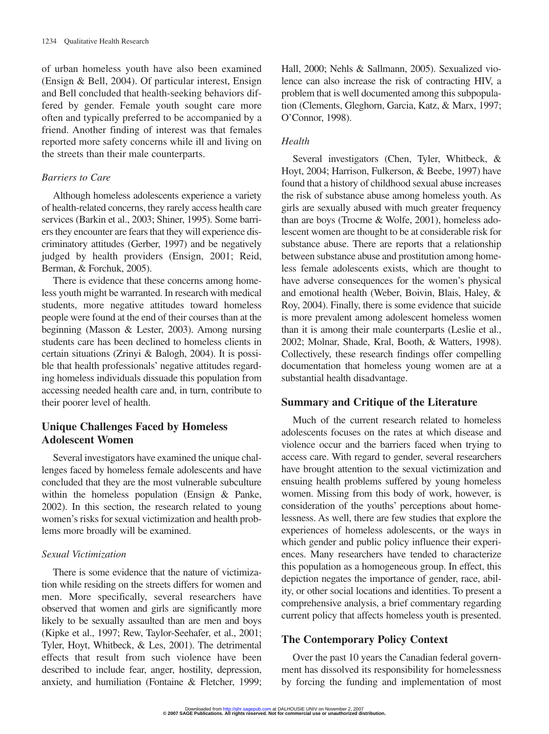of urban homeless youth have also been examined (Ensign & Bell, 2004). Of particular interest, Ensign and Bell concluded that health-seeking behaviors differed by gender. Female youth sought care more often and typically preferred to be accompanied by a friend. Another finding of interest was that females reported more safety concerns while ill and living on the streets than their male counterparts.

### *Barriers to Care*

Although homeless adolescents experience a variety of health-related concerns, they rarely access health care services (Barkin et al., 2003; Shiner, 1995). Some barriers they encounter are fears that they will experience discriminatory attitudes (Gerber, 1997) and be negatively judged by health providers (Ensign, 2001; Reid, Berman, & Forchuk, 2005).

There is evidence that these concerns among homeless youth might be warranted. In research with medical students, more negative attitudes toward homeless people were found at the end of their courses than at the beginning (Masson & Lester, 2003). Among nursing students care has been declined to homeless clients in certain situations (Zrinyi & Balogh, 2004). It is possible that health professionals' negative attitudes regarding homeless individuals dissuade this population from accessing needed health care and, in turn, contribute to their poorer level of health.

## Unique Challenges Faced by Homeless Adolescent Women

Several investigators have examined the unique challenges faced by homeless female adolescents and have concluded that they are the most vulnerable subculture within the homeless population (Ensign & Panke, 2002). In this section, the research related to young women's risks for sexual victimization and health problems more broadly will be examined.

### *Sexual Victimization*

There is some evidence that the nature of victimization while residing on the streets differs for women and men. More specifically, several researchers have observed that women and girls are significantly more likely to be sexually assaulted than are men and boys (Kipke et al., 1997; Rew, Taylor-Seehafer, et al., 2001; Tyler, Hoyt, Whitbeck, & Les, 2001). The detrimental effects that result from such violence have been described to include fear, anger, hostility, depression, anxiety, and humiliation (Fontaine & Fletcher, 1999; Hall, 2000; Nehls & Sallmann, 2005). Sexualized violence can also increase the risk of contracting HIV, a problem that is well documented among this subpopulation (Clements, Gleghorn, Garcia, Katz, & Marx, 1997; O'Connor, 1998).

### *Health*

Several investigators (Chen, Tyler, Whitbeck, & Hoyt, 2004; Harrison, Fulkerson, & Beebe, 1997) have found that a history of childhood sexual abuse increases the risk of substance abuse among homeless youth. As girls are sexually abused with much greater frequency than are boys (Trocme & Wolfe, 2001), homeless adolescent women are thought to be at considerable risk for substance abuse. There are reports that a relationship between substance abuse and prostitution among homeless female adolescents exists, which are thought to have adverse consequences for the women's physical and emotional health (Weber, Boivin, Blais, Haley, & Roy, 2004). Finally, there is some evidence that suicide is more prevalent among adolescent homeless women than it is among their male counterparts (Leslie et al., 2002; Molnar, Shade, Kral, Booth, & Watters, 1998). Collectively, these research findings offer compelling documentation that homeless young women are at a substantial health disadvantage.

## Summary and Critique of the Literature

Much of the current research related to homeless adolescents focuses on the rates at which disease and violence occur and the barriers faced when trying to access care. With regard to gender, several researchers have brought attention to the sexual victimization and ensuing health problems suffered by young homeless women. Missing from this body of work, however, is consideration of the youths' perceptions about homelessness. As well, there are few studies that explore the experiences of homeless adolescents, or the ways in which gender and public policy influence their experiences. Many researchers have tended to characterize this population as a homogeneous group. In effect, this depiction negates the importance of gender, race, ability, or other social locations and identities. To present a comprehensive analysis, a brief commentary regarding current policy that affects homeless youth is presented.

## The Contemporary Policy Context

Over the past 10 years the Canadian federal government has dissolved its responsibility for homelessness by forcing the funding and implementation of most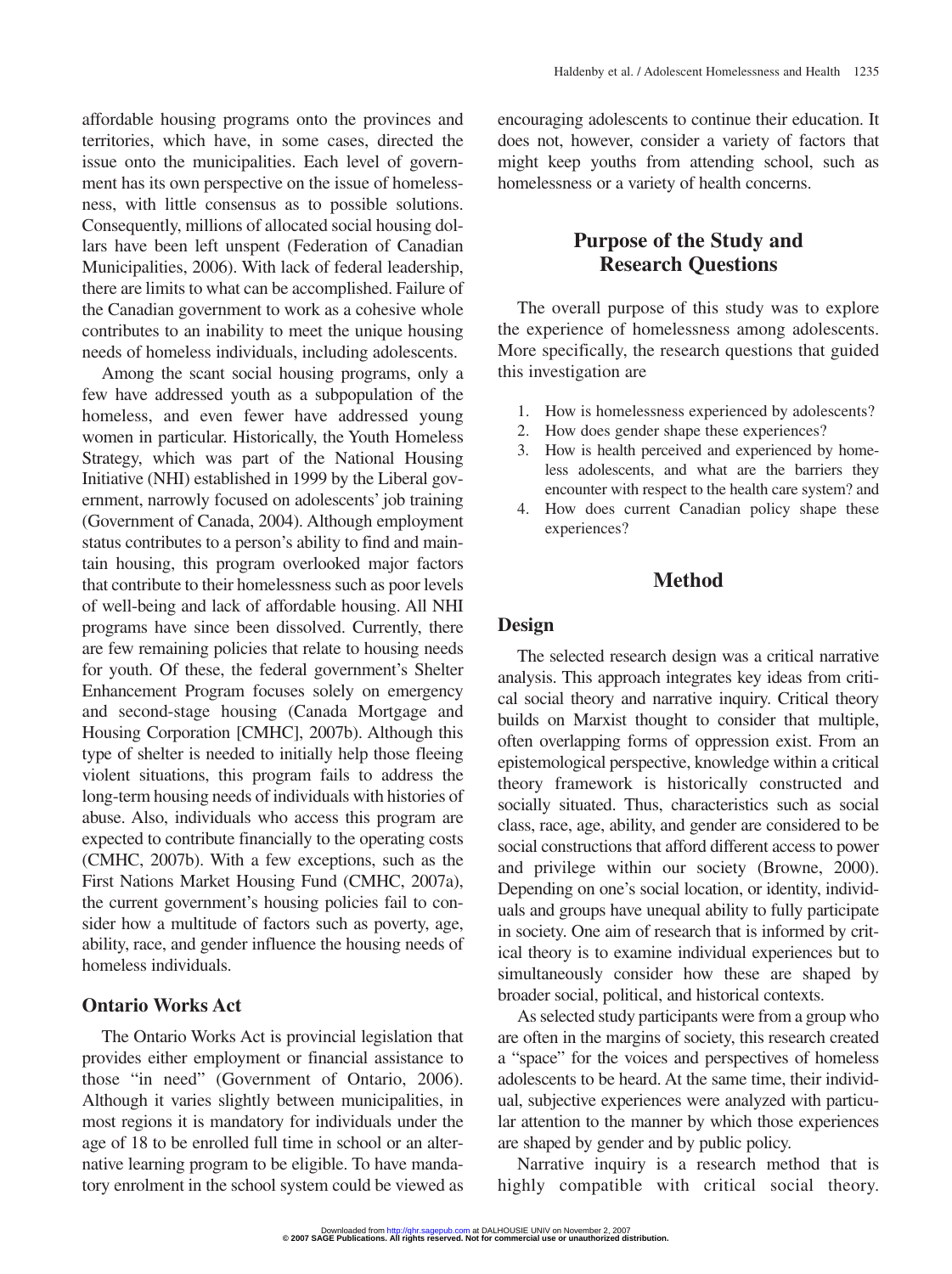affordable housing programs onto the provinces and territories, which have, in some cases, directed the issue onto the municipalities. Each level of government has its own perspective on the issue of homelessness, with little consensus as to possible solutions. Consequently, millions of allocated social housing dollars have been left unspent (Federation of Canadian Municipalities, 2006). With lack of federal leadership, there are limits to what can be accomplished. Failure of the Canadian government to work as a cohesive whole contributes to an inability to meet the unique housing needs of homeless individuals, including adolescents.

Among the scant social housing programs, only a few have addressed youth as a subpopulation of the homeless, and even fewer have addressed young women in particular. Historically, the Youth Homeless Strategy, which was part of the National Housing Initiative (NHI) established in 1999 by the Liberal government, narrowly focused on adolescents' job training (Government of Canada, 2004). Although employment status contributes to a person's ability to find and maintain housing, this program overlooked major factors that contribute to their homelessness such as poor levels of well-being and lack of affordable housing. All NHI programs have since been dissolved. Currently, there are few remaining policies that relate to housing needs for youth. Of these, the federal government's Shelter Enhancement Program focuses solely on emergency and second-stage housing (Canada Mortgage and Housing Corporation [CMHC], 2007b). Although this type of shelter is needed to initially help those fleeing violent situations, this program fails to address the long-term housing needs of individuals with histories of abuse. Also, individuals who access this program are expected to contribute financially to the operating costs (CMHC, 2007b). With a few exceptions, such as the First Nations Market Housing Fund (CMHC, 2007a), the current government's housing policies fail to consider how a multitude of factors such as poverty, age, ability, race, and gender influence the housing needs of homeless individuals.

### Ontario Works Act

The Ontario Works Act is provincial legislation that provides either employment or financial assistance to those "in need" (Government of Ontario, 2006). Although it varies slightly between municipalities, in most regions it is mandatory for individuals under the age of 18 to be enrolled full time in school or an alternative learning program to be eligible. To have mandatory enrolment in the school system could be viewed as encouraging adolescents to continue their education. It does not, however, consider a variety of factors that might keep youths from attending school, such as homelessness or a variety of health concerns.

## Purpose of the Study and Research Questions

The overall purpose of this study was to explore the experience of homelessness among adolescents. More specifically, the research questions that guided this investigation are

1. How is homelessness experienced by adolescents?
2. How does gender shape these experiences?
3. How is health perceived and experienced by homeless adolescents, and what are the barriers they encounter with respect to the health care system? and
4. How does current Canadian policy shape these experiences?

## Method

### Design

The selected research design was a critical narrative analysis. This approach integrates key ideas from critical social theory and narrative inquiry. Critical theory builds on Marxist thought to consider that multiple, often overlapping forms of oppression exist. From an epistemological perspective, knowledge within a critical theory framework is historically constructed and socially situated. Thus, characteristics such as social class, race, age, ability, and gender are considered to be social constructions that afford different access to power and privilege within our society (Browne, 2000). Depending on one's social location, or identity, individuals and groups have unequal ability to fully participate in society. One aim of research that is informed by critical theory is to examine individual experiences but to simultaneously consider how these are shaped by broader social, political, and historical contexts.

As selected study participants were from a group who are often in the margins of society, this research created a "space" for the voices and perspectives of homeless adolescents to be heard. At the same time, their individual, subjective experiences were analyzed with particular attention to the manner by which those experiences are shaped by gender and by public policy.

Narrative inquiry is a research method that is highly compatible with critical social theory.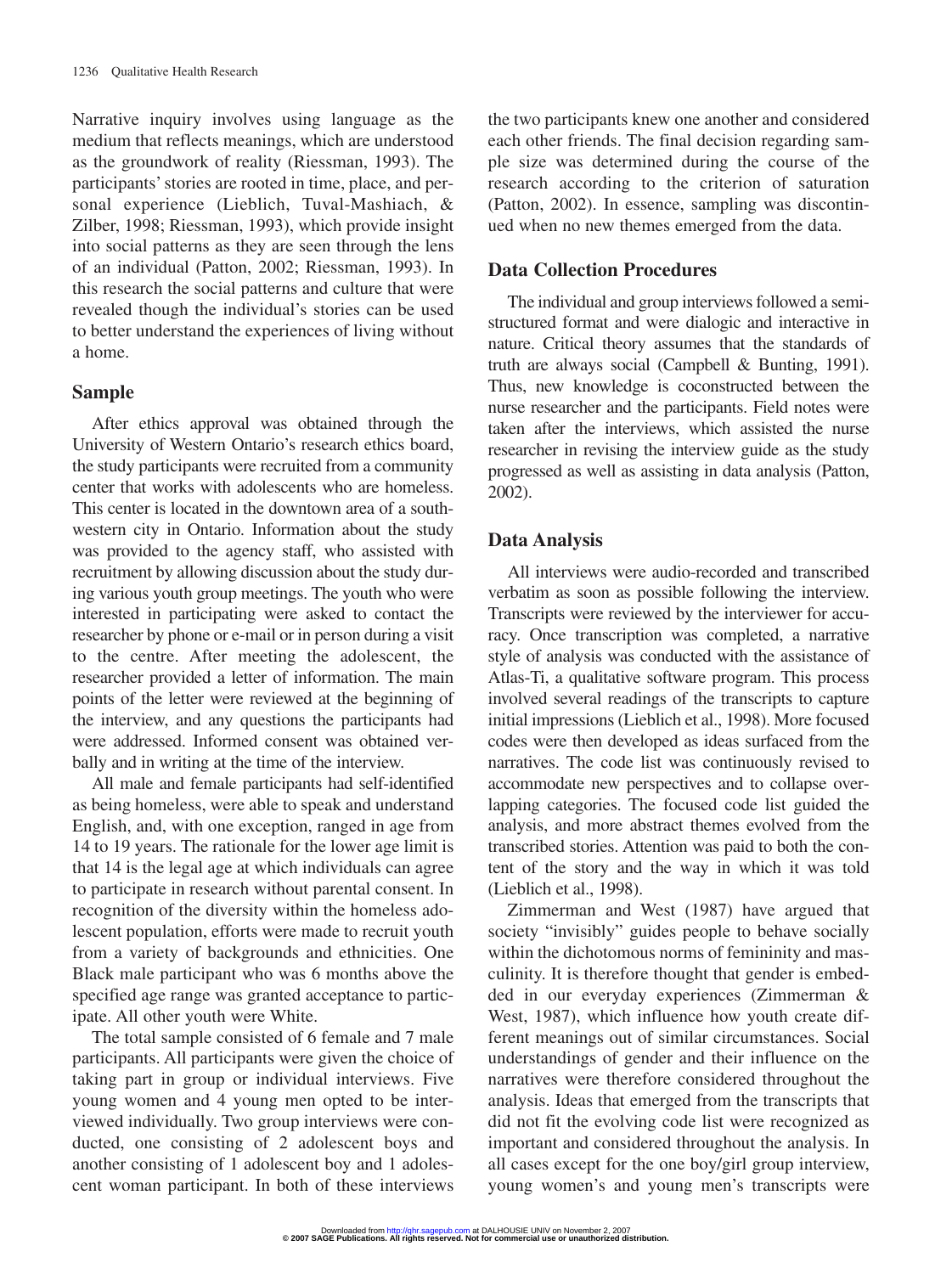Narrative inquiry involves using language as the medium that reflects meanings, which are understood as the groundwork of reality (Riessman, 1993). The participants' stories are rooted in time, place, and personal experience (Lieblich, Tuval-Mashiach, & Zilber, 1998; Riessman, 1993), which provide insight into social patterns as they are seen through the lens of an individual (Patton, 2002; Riessman, 1993). In this research the social patterns and culture that were revealed though the individual's stories can be used to better understand the experiences of living without a home.

## Sample

After ethics approval was obtained through the University of Western Ontario's research ethics board, the study participants were recruited from a community center that works with adolescents who are homeless. This center is located in the downtown area of a southwestern city in Ontario. Information about the study was provided to the agency staff, who assisted with recruitment by allowing discussion about the study during various youth group meetings. The youth who were interested in participating were asked to contact the researcher by phone or e-mail or in person during a visit to the centre. After meeting the adolescent, the researcher provided a letter of information. The main points of the letter were reviewed at the beginning of the interview, and any questions the participants had were addressed. Informed consent was obtained verbally and in writing at the time of the interview.

All male and female participants had self-identified as being homeless, were able to speak and understand English, and, with one exception, ranged in age from 14 to 19 years. The rationale for the lower age limit is that 14 is the legal age at which individuals can agree to participate in research without parental consent. In recognition of the diversity within the homeless adolescent population, efforts were made to recruit youth from a variety of backgrounds and ethnicities. One Black male participant who was 6 months above the specified age range was granted acceptance to participate. All other youth were White.

The total sample consisted of 6 female and 7 male participants. All participants were given the choice of taking part in group or individual interviews. Five young women and 4 young men opted to be interviewed individually. Two group interviews were conducted, one consisting of 2 adolescent boys and another consisting of 1 adolescent boy and 1 adolescent woman participant. In both of these interviews the two participants knew one another and considered each other friends. The final decision regarding sample size was determined during the course of the research according to the criterion of saturation (Patton, 2002). In essence, sampling was discontinued when no new themes emerged from the data.

## Data Collection Procedures

The individual and group interviews followed a semistructured format and were dialogic and interactive in nature. Critical theory assumes that the standards of truth are always social (Campbell & Bunting, 1991). Thus, new knowledge is coconstructed between the nurse researcher and the participants. Field notes were taken after the interviews, which assisted the nurse researcher in revising the interview guide as the study progressed as well as assisting in data analysis (Patton, 2002).

## Data Analysis

All interviews were audio-recorded and transcribed verbatim as soon as possible following the interview. Transcripts were reviewed by the interviewer for accuracy. Once transcription was completed, a narrative style of analysis was conducted with the assistance of Atlas-Ti, a qualitative software program. This process involved several readings of the transcripts to capture initial impressions (Lieblich et al., 1998). More focused codes were then developed as ideas surfaced from the narratives. The code list was continuously revised to accommodate new perspectives and to collapse overlapping categories. The focused code list guided the analysis, and more abstract themes evolved from the transcribed stories. Attention was paid to both the content of the story and the way in which it was told (Lieblich et al., 1998).

Zimmerman and West (1987) have argued that society "invisibly" guides people to behave socially within the dichotomous norms of femininity and masculinity. It is therefore thought that gender is embedded in our everyday experiences (Zimmerman & West, 1987), which influence how youth create different meanings out of similar circumstances. Social understandings of gender and their influence on the narratives were therefore considered throughout the analysis. Ideas that emerged from the transcripts that did not fit the evolving code list were recognized as important and considered throughout the analysis. In all cases except for the one boy/girl group interview, young women's and young men's transcripts were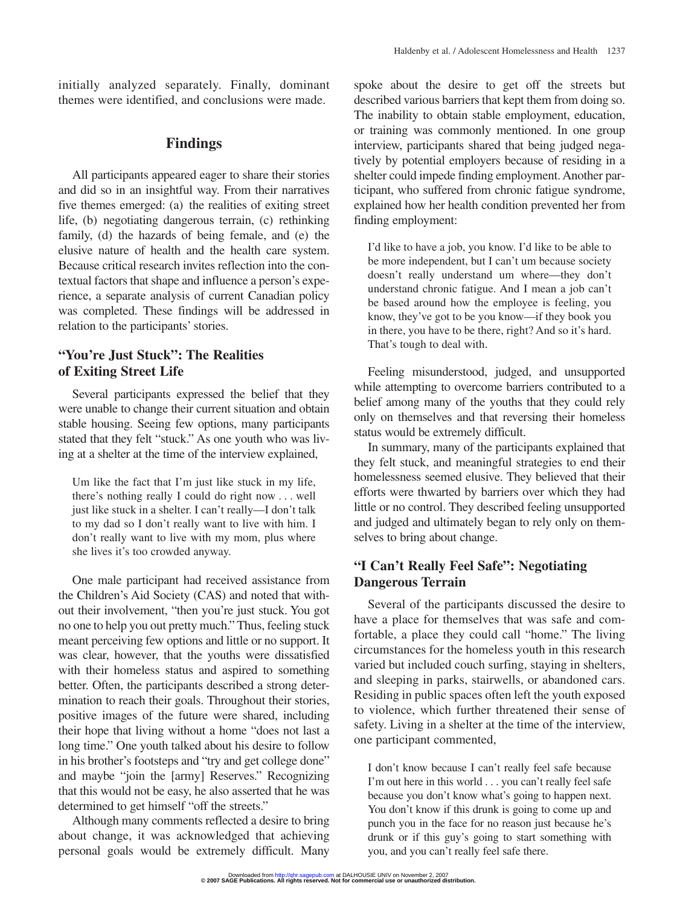initially analyzed separately. Finally, dominant themes were identified, and conclusions were made.

## Findings

All participants appeared eager to share their stories and did so in an insightful way. From their narratives five themes emerged: (a) the realities of exiting street life, (b) negotiating dangerous terrain, (c) rethinking family, (d) the hazards of being female, and (e) the elusive nature of health and the health care system. Because critical research invites reflection into the contextual factors that shape and influence a person's experience, a separate analysis of current Canadian policy was completed. These findings will be addressed in relation to the participants' stories.

### "You're Just Stuck": The Realities of Exiting Street Life

Several participants expressed the belief that they were unable to change their current situation and obtain stable housing. Seeing few options, many participants stated that they felt "stuck." As one youth who was living at a shelter at the time of the interview explained,

> Um like the fact that I'm just like stuck in my life, there's nothing really I could do right now . . . well just like stuck in a shelter. I can't really—I don't talk to my dad so I don't really want to live with him. I don't really want to live with my mom, plus where she lives it's too crowded anyway.

One male participant had received assistance from the Children's Aid Society (CAS) and noted that without their involvement, "then you're just stuck. You got no one to help you out pretty much." Thus, feeling stuck meant perceiving few options and little or no support. It was clear, however, that the youths were dissatisfied with their homeless status and aspired to something better. Often, the participants described a strong determination to reach their goals. Throughout their stories, positive images of the future were shared, including their hope that living without a home "does not last a long time." One youth talked about his desire to follow in his brother's footsteps and "try and get college done" and maybe "join the [army] Reserves." Recognizing that this would not be easy, he also asserted that he was determined to get himself "off the streets."

Although many comments reflected a desire to bring about change, it was acknowledged that achieving personal goals would be extremely difficult. Many spoke about the desire to get off the streets but described various barriers that kept them from doing so. The inability to obtain stable employment, education, or training was commonly mentioned. In one group interview, participants shared that being judged negatively by potential employers because of residing in a shelter could impede finding employment. Another participant, who suffered from chronic fatigue syndrome, explained how her health condition prevented her from finding employment:

> I'd like to have a job, you know. I'd like to be able to be more independent, but I can't um because society doesn't really understand um where—they don't understand chronic fatigue. And I mean a job can't be based around how the employee is feeling, you know, they've got to be you know—if they book you in there, you have to be there, right? And so it's hard. That's tough to deal with.

Feeling misunderstood, judged, and unsupported while attempting to overcome barriers contributed to a belief among many of the youths that they could rely only on themselves and that reversing their homeless status would be extremely difficult.

In summary, many of the participants explained that they felt stuck, and meaningful strategies to end their homelessness seemed elusive. They believed that their efforts were thwarted by barriers over which they had little or no control. They described feeling unsupported and judged and ultimately began to rely only on themselves to bring about change.

### "I Can't Really Feel Safe": Negotiating Dangerous Terrain

Several of the participants discussed the desire to have a place for themselves that was safe and comfortable, a place they could call "home." The living circumstances for the homeless youth in this research varied but included couch surfing, staying in shelters, and sleeping in parks, stairwells, or abandoned cars. Residing in public spaces often left the youth exposed to violence, which further threatened their sense of safety. Living in a shelter at the time of the interview, one participant commented,

> I don't know because I can't really feel safe because I'm out here in this world . . . you can't really feel safe because you don't know what's going to happen next. You don't know if this drunk is going to come up and punch you in the face for no reason just because he's drunk or if this guy's going to start something with you, and you can't really feel safe there.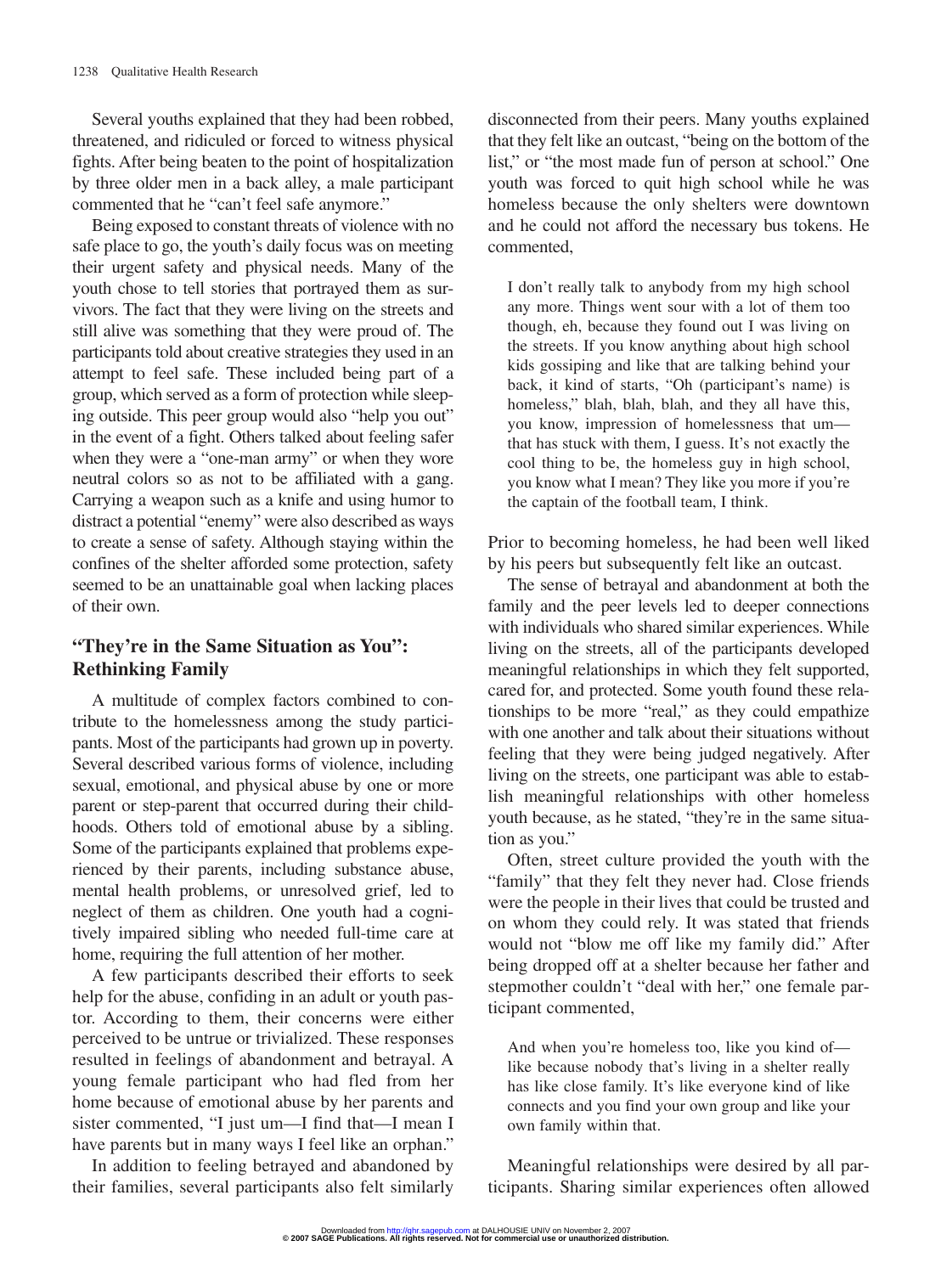Several youths explained that they had been robbed, threatened, and ridiculed or forced to witness physical fights. After being beaten to the point of hospitalization by three older men in a back alley, a male participant commented that he "can't feel safe anymore."

Being exposed to constant threats of violence with no safe place to go, the youth's daily focus was on meeting their urgent safety and physical needs. Many of the youth chose to tell stories that portrayed them as survivors. The fact that they were living on the streets and still alive was something that they were proud of. The participants told about creative strategies they used in an attempt to feel safe. These included being part of a group, which served as a form of protection while sleeping outside. This peer group would also "help you out" in the event of a fight. Others talked about feeling safer when they were a "one-man army" or when they wore neutral colors so as not to be affiliated with a gang. Carrying a weapon such as a knife and using humor to distract a potential "enemy" were also described as ways to create a sense of safety. Although staying within the confines of the shelter afforded some protection, safety seemed to be an unattainable goal when lacking places of their own.

## "They're in the Same Situation as You": Rethinking Family

A multitude of complex factors combined to contribute to the homelessness among the study participants. Most of the participants had grown up in poverty. Several described various forms of violence, including sexual, emotional, and physical abuse by one or more parent or step-parent that occurred during their childhoods. Others told of emotional abuse by a sibling. Some of the participants explained that problems experienced by their parents, including substance abuse, mental health problems, or unresolved grief, led to neglect of them as children. One youth had a cognitively impaired sibling who needed full-time care at home, requiring the full attention of her mother.

A few participants described their efforts to seek help for the abuse, confiding in an adult or youth pastor. According to them, their concerns were either perceived to be untrue or trivialized. These responses resulted in feelings of abandonment and betrayal. A young female participant who had fled from her home because of emotional abuse by her parents and sister commented, "I just um—I find that—I mean I have parents but in many ways I feel like an orphan."

In addition to feeling betrayed and abandoned by their families, several participants also felt similarly disconnected from their peers. Many youths explained that they felt like an outcast, "being on the bottom of the list," or "the most made fun of person at school." One youth was forced to quit high school while he was homeless because the only shelters were downtown and he could not afford the necessary bus tokens. He commented,

> I don't really talk to anybody from my high school any more. Things went sour with a lot of them too though, eh, because they found out I was living on the streets. If you know anything about high school kids gossiping and like that are talking behind your back, it kind of starts, "Oh (participant's name) is homeless," blah, blah, blah, and they all have this, you know, impression of homelessness that um—that has stuck with them, I guess. It's not exactly the cool thing to be, the homeless guy in high school, you know what I mean? They like you more if you're the captain of the football team, I think.

Prior to becoming homeless, he had been well liked by his peers but subsequently felt like an outcast.

The sense of betrayal and abandonment at both the family and the peer levels led to deeper connections with individuals who shared similar experiences. While living on the streets, all of the participants developed meaningful relationships in which they felt supported, cared for, and protected. Some youth found these relationships to be more "real," as they could empathize with one another and talk about their situations without feeling that they were being judged negatively. After living on the streets, one participant was able to establish meaningful relationships with other homeless youth because, as he stated, "they're in the same situation as you."

Often, street culture provided the youth with the "family" that they felt they never had. Close friends were the people in their lives that could be trusted and on whom they could rely. It was stated that friends would not "blow me off like my family did." After being dropped off at a shelter because her father and stepmother couldn't "deal with her," one female participant commented,

> And when you're homeless too, like you kind of—like because nobody that's living in a shelter really has like close family. It's like everyone kind of like connects and you find your own group and like your own family within that.

Meaningful relationships were desired by all participants. Sharing similar experiences often allowed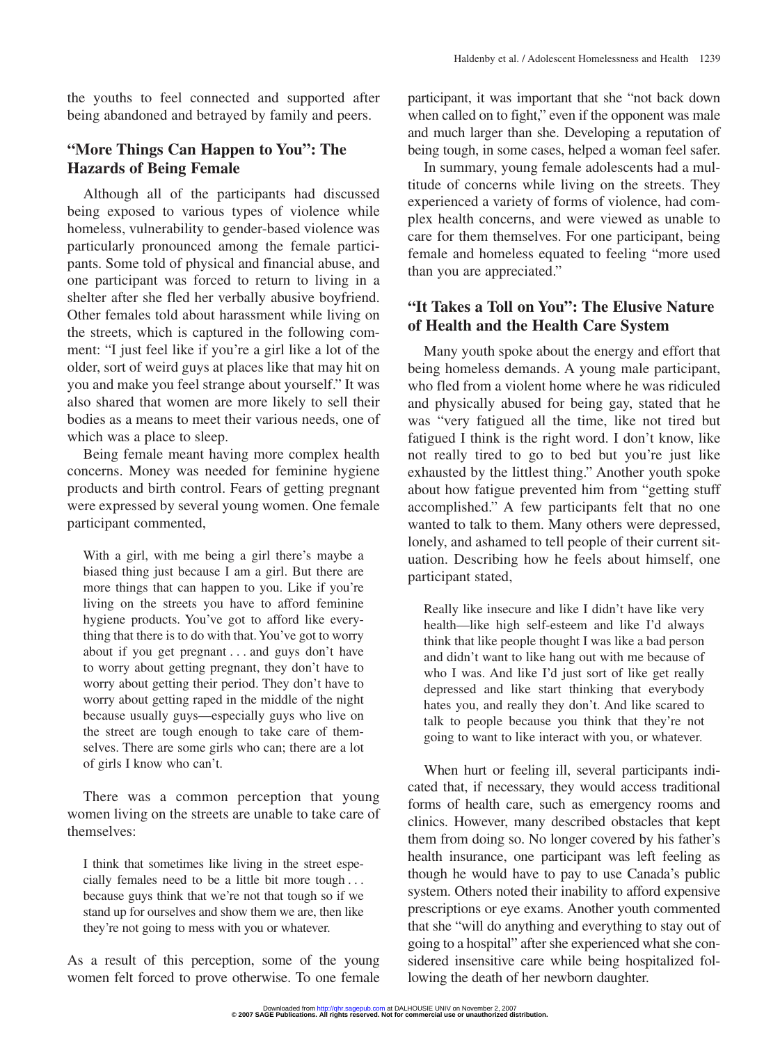the youths to feel connected and supported after being abandoned and betrayed by family and peers.

## "More Things Can Happen to You": The Hazards of Being Female

Although all of the participants had discussed being exposed to various types of violence while homeless, vulnerability to gender-based violence was particularly pronounced among the female participants. Some told of physical and financial abuse, and one participant was forced to return to living in a shelter after she fled her verbally abusive boyfriend. Other females told about harassment while living on the streets, which is captured in the following comment: "I just feel like if you're a girl like a lot of the older, sort of weird guys at places like that may hit on you and make you feel strange about yourself." It was also shared that women are more likely to sell their bodies as a means to meet their various needs, one of which was a place to sleep.

Being female meant having more complex health concerns. Money was needed for feminine hygiene products and birth control. Fears of getting pregnant were expressed by several young women. One female participant commented,

> With a girl, with me being a girl there's maybe a biased thing just because I am a girl. But there are more things that can happen to you. Like if you're living on the streets you have to afford feminine hygiene products. You've got to afford like everything that there is to do with that. You've got to worry about if you get pregnant . . . and guys don't have to worry about getting pregnant, they don't have to worry about getting their period. They don't have to worry about getting raped in the middle of the night because usually guys—especially guys who live on the street are tough enough to take care of themselves. There are some girls who can; there are a lot of girls I know who can't.

There was a common perception that young women living on the streets are unable to take care of themselves:

> I think that sometimes like living in the street especially females need to be a little bit more tough . . . because guys think that we're not that tough so if we stand up for ourselves and show them we are, then like they're not going to mess with you or whatever.

As a result of this perception, some of the young women felt forced to prove otherwise. To one female participant, it was important that she "not back down when called on to fight," even if the opponent was male and much larger than she. Developing a reputation of being tough, in some cases, helped a woman feel safer.

In summary, young female adolescents had a multitude of concerns while living on the streets. They experienced a variety of forms of violence, had complex health concerns, and were viewed as unable to care for them themselves. For one participant, being female and homeless equated to feeling "more used than you are appreciated."

## "It Takes a Toll on You": The Elusive Nature of Health and the Health Care System

Many youth spoke about the energy and effort that being homeless demands. A young male participant, who fled from a violent home where he was ridiculed and physically abused for being gay, stated that he was "very fatigued all the time, like not tired but fatigued I think is the right word. I don't know, like not really tired to go to bed but you're just like exhausted by the littlest thing." Another youth spoke about how fatigue prevented him from "getting stuff accomplished." A few participants felt that no one wanted to talk to them. Many others were depressed, lonely, and ashamed to tell people of their current situation. Describing how he feels about himself, one participant stated,

> Really like insecure and like I didn't have like very health—like high self-esteem and like I'd always think that like people thought I was like a bad person and didn't want to like hang out with me because of who I was. And like I'd just sort of like get really depressed and like start thinking that everybody hates you, and really they don't. And like scared to talk to people because you think that they're not going to want to like interact with you, or whatever.

When hurt or feeling ill, several participants indicated that, if necessary, they would access traditional forms of health care, such as emergency rooms and clinics. However, many described obstacles that kept them from doing so. No longer covered by his father's health insurance, one participant was left feeling as though he would have to pay to use Canada's public system. Others noted their inability to afford expensive prescriptions or eye exams. Another youth commented that she "will do anything and everything to stay out of going to a hospital" after she experienced what she considered insensitive care while being hospitalized following the death of her newborn daughter.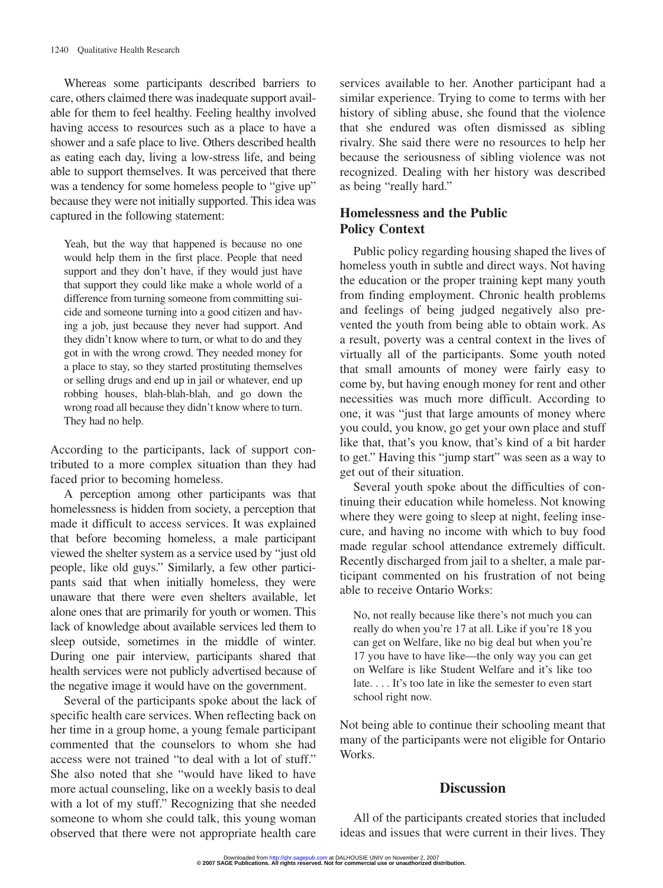Whereas some participants described barriers to care, others claimed there was inadequate support available for them to feel healthy. Feeling healthy involved having access to resources such as a place to have a shower and a safe place to live. Others described health as eating each day, living a low-stress life, and being able to support themselves. It was perceived that there was a tendency for some homeless people to "give up" because they were not initially supported. This idea was captured in the following statement:

> Yeah, but the way that happened is because no one would help them in the first place. People that need support and they don't have, if they would just have that support they could like make a whole world of a difference from turning someone from committing suicide and someone turning into a good citizen and having a job, just because they never had support. And they didn't know where to turn, or what to do and they got in with the wrong crowd. They needed money for a place to stay, so they started prostituting themselves or selling drugs and end up in jail or whatever, end up robbing houses, blah-blah-blah, and go down the wrong road all because they didn't know where to turn. They had no help.

According to the participants, lack of support contributed to a more complex situation than they had faced prior to becoming homeless.

A perception among other participants was that homelessness is hidden from society, a perception that made it difficult to access services. It was explained that before becoming homeless, a male participant viewed the shelter system as a service used by "just old people, like old guys." Similarly, a few other participants said that when initially homeless, they were unaware that there were even shelters available, let alone ones that are primarily for youth or women. This lack of knowledge about available services led them to sleep outside, sometimes in the middle of winter. During one pair interview, participants shared that health services were not publicly advertised because of the negative image it would have on the government.

Several of the participants spoke about the lack of specific health care services. When reflecting back on her time in a group home, a young female participant commented that the counselors to whom she had access were not trained "to deal with a lot of stuff." She also noted that she "would have liked to have more actual counseling, like on a weekly basis to deal with a lot of my stuff." Recognizing that she needed someone to whom she could talk, this young woman observed that there were not appropriate health care services available to her. Another participant had a similar experience. Trying to come to terms with her history of sibling abuse, she found that the violence that she endured was often dismissed as sibling rivalry. She said there were no resources to help her because the seriousness of sibling violence was not recognized. Dealing with her history was described as being "really hard."

## Homelessness and the Public Policy Context

Public policy regarding housing shaped the lives of homeless youth in subtle and direct ways. Not having the education or the proper training kept many youth from finding employment. Chronic health problems and feelings of being judged negatively also prevented the youth from being able to obtain work. As a result, poverty was a central context in the lives of virtually all of the participants. Some youth noted that small amounts of money were fairly easy to come by, but having enough money for rent and other necessities was much more difficult. According to one, it was "just that large amounts of money where you could, you know, go get your own place and stuff like that, that's you know, that's kind of a bit harder to get." Having this "jump start" was seen as a way to get out of their situation.

Several youth spoke about the difficulties of continuing their education while homeless. Not knowing where they were going to sleep at night, feeling insecure, and having no income with which to buy food made regular school attendance extremely difficult. Recently discharged from jail to a shelter, a male participant commented on his frustration of not being able to receive Ontario Works:

> No, not really because like there's not much you can really do when you're 17 at all. Like if you're 18 you can get on Welfare, like no big deal but when you're 17 you have to have like—the only way you can get on Welfare is like Student Welfare and it's like too late. . . . It's too late in like the semester to even start school right now.

Not being able to continue their schooling meant that many of the participants were not eligible for Ontario Works.

# Discussion

All of the participants created stories that included ideas and issues that were current in their lives. They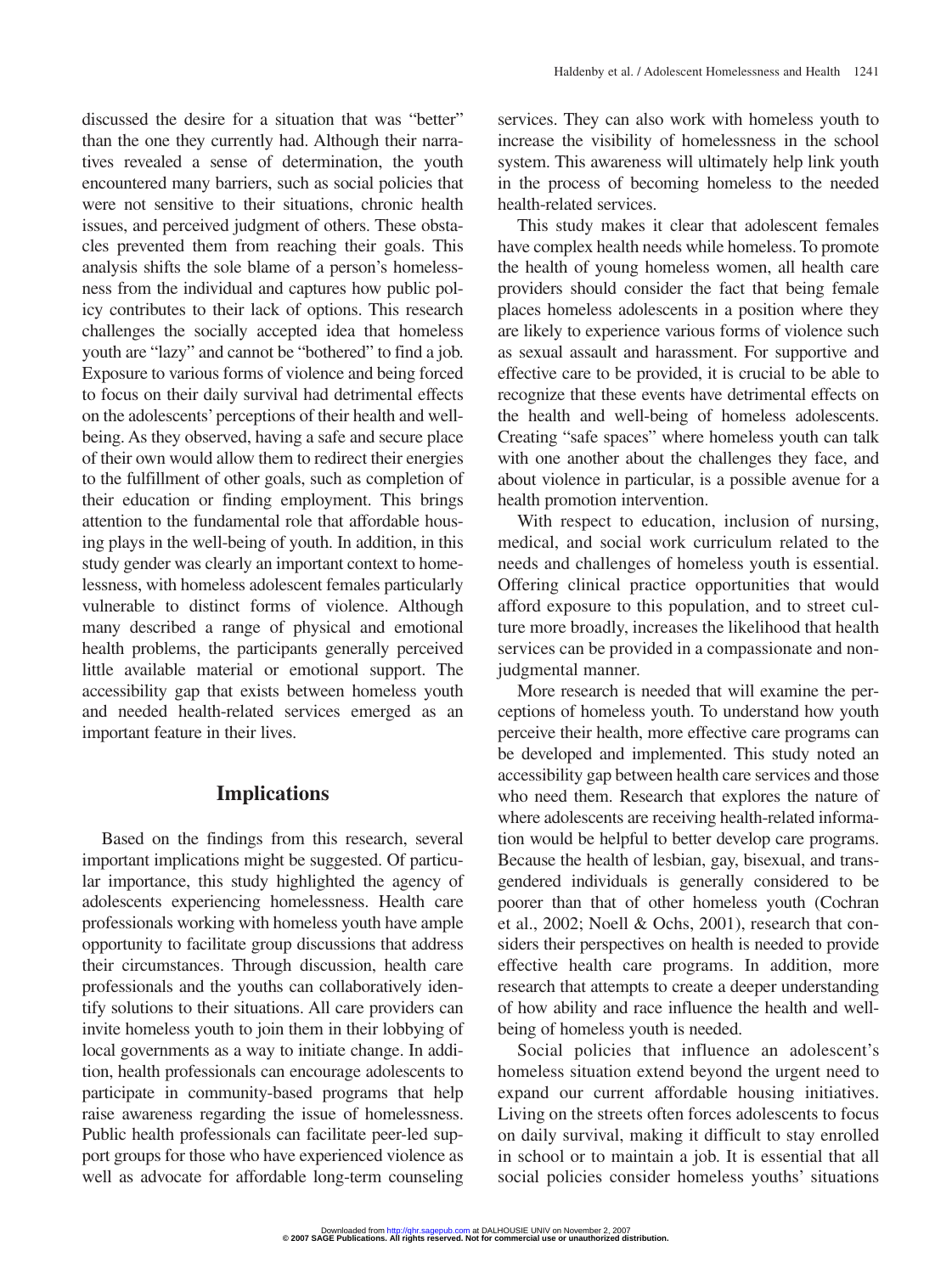discussed the desire for a situation that was "better" than the one they currently had. Although their narratives revealed a sense of determination, the youth encountered many barriers, such as social policies that were not sensitive to their situations, chronic health issues, and perceived judgment of others. These obstacles prevented them from reaching their goals. This analysis shifts the sole blame of a person's homelessness from the individual and captures how public policy contributes to their lack of options. This research challenges the socially accepted idea that homeless youth are "lazy" and cannot be "bothered" to find a job. Exposure to various forms of violence and being forced to focus on their daily survival had detrimental effects on the adolescents' perceptions of their health and well-being. As they observed, having a safe and secure place of their own would allow them to redirect their energies to the fulfillment of other goals, such as completion of their education or finding employment. This brings attention to the fundamental role that affordable housing plays in the well-being of youth. In addition, in this study gender was clearly an important context to homelessness, with homeless adolescent females particularly vulnerable to distinct forms of violence. Although many described a range of physical and emotional health problems, the participants generally perceived little available material or emotional support. The accessibility gap that exists between homeless youth and needed health-related services emerged as an important feature in their lives.

## Implications

Based on the findings from this research, several important implications might be suggested. Of particular importance, this study highlighted the agency of adolescents experiencing homelessness. Health care professionals working with homeless youth have ample opportunity to facilitate group discussions that address their circumstances. Through discussion, health care professionals and the youths can collaboratively identify solutions to their situations. All care providers can invite homeless youth to join them in their lobbying of local governments as a way to initiate change. In addition, health professionals can encourage adolescents to participate in community-based programs that help raise awareness regarding the issue of homelessness. Public health professionals can facilitate peer-led support groups for those who have experienced violence as well as advocate for affordable long-term counseling services. They can also work with homeless youth to increase the visibility of homelessness in the school system. This awareness will ultimately help link youth in the process of becoming homeless to the needed health-related services.

This study makes it clear that adolescent females have complex health needs while homeless. To promote the health of young homeless women, all health care providers should consider the fact that being female places homeless adolescents in a position where they are likely to experience various forms of violence such as sexual assault and harassment. For supportive and effective care to be provided, it is crucial to be able to recognize that these events have detrimental effects on the health and well-being of homeless adolescents. Creating "safe spaces" where homeless youth can talk with one another about the challenges they face, and about violence in particular, is a possible avenue for a health promotion intervention.

With respect to education, inclusion of nursing, medical, and social work curriculum related to the needs and challenges of homeless youth is essential. Offering clinical practice opportunities that would afford exposure to this population, and to street culture more broadly, increases the likelihood that health services can be provided in a compassionate and nonjudgmental manner.

More research is needed that will examine the perceptions of homeless youth. To understand how youth perceive their health, more effective care programs can be developed and implemented. This study noted an accessibility gap between health care services and those who need them. Research that explores the nature of where adolescents are receiving health-related information would be helpful to better develop care programs. Because the health of lesbian, gay, bisexual, and transgendered individuals is generally considered to be poorer than that of other homeless youth (Cochran et al., 2002; Noell & Ochs, 2001), research that considers their perspectives on health is needed to provide effective health care programs. In addition, more research that attempts to create a deeper understanding of how ability and race influence the health and well-being of homeless youth is needed.

Social policies that influence an adolescent's homeless situation extend beyond the urgent need to expand our current affordable housing initiatives. Living on the streets often forces adolescents to focus on daily survival, making it difficult to stay enrolled in school or to maintain a job. It is essential that all social policies consider homeless youths' situations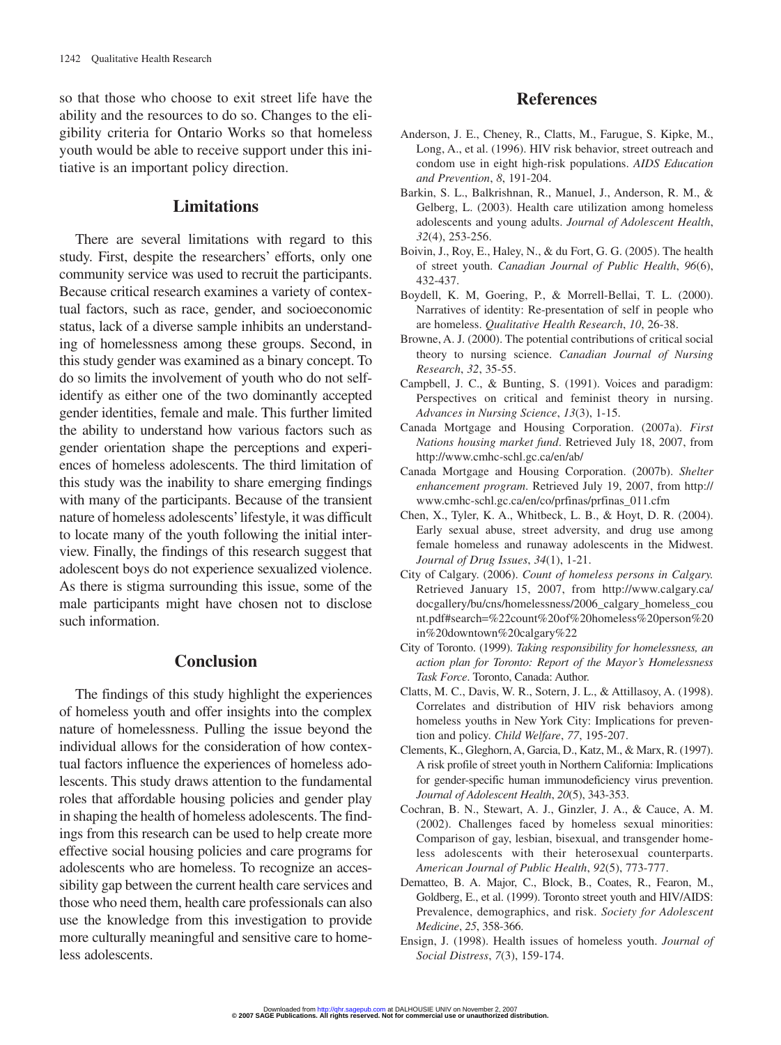so that those who choose to exit street life have the ability and the resources to do so. Changes to the eligibility criteria for Ontario Works so that homeless youth would be able to receive support under this initiative is an important policy direction.

## Limitations

There are several limitations with regard to this study. First, despite the researchers' efforts, only one community service was used to recruit the participants. Because critical research examines a variety of contextual factors, such as race, gender, and socioeconomic status, lack of a diverse sample inhibits an understanding of homelessness among these groups. Second, in this study gender was examined as a binary concept. To do so limits the involvement of youth who do not self-identify as either one of the two dominantly accepted gender identities, female and male. This further limited the ability to understand how various factors such as gender orientation shape the perceptions and experiences of homeless adolescents. The third limitation of this study was the inability to share emerging findings with many of the participants. Because of the transient nature of homeless adolescents' lifestyle, it was difficult to locate many of the youth following the initial interview. Finally, the findings of this research suggest that adolescent boys do not experience sexualized violence. As there is stigma surrounding this issue, some of the male participants might have chosen not to disclose such information.

## Conclusion

The findings of this study highlight the experiences of homeless youth and offer insights into the complex nature of homelessness. Pulling the issue beyond the individual allows for the consideration of how contextual factors influence the experiences of homeless adolescents. This study draws attention to the fundamental roles that affordable housing policies and gender play in shaping the health of homeless adolescents. The findings from this research can be used to help create more effective social housing policies and care programs for adolescents who are homeless. To recognize an accessibility gap between the current health care services and those who need them, health care professionals can also use the knowledge from this investigation to provide more culturally meaningful and sensitive care to homeless adolescents.

## References

Anderson, J. E., Cheney, R., Clatts, M., Farugue, S. Kipke, M., Long, A., et al. (1996). HIV risk behavior, street outreach and condom use in eight high-risk populations. *AIDS Education and Prevention*, *8*, 191-204.

Barkin, S. L., Balkrishnan, R., Manuel, J., Anderson, R. M., & Gelberg, L. (2003). Health care utilization among homeless adolescents and young adults. *Journal of Adolescent Health*, *32*(4), 253-256.

Boivin, J., Roy, E., Haley, N., & du Fort, G. G. (2005). The health of street youth. *Canadian Journal of Public Health*, *96*(6), 432-437.

Boydell, K. M, Goering, P., & Morrell-Bellai, T. L. (2000). Narratives of identity: Re-presentation of self in people who are homeless. *Qualitative Health Research*, *10*, 26-38.

Browne, A. J. (2000). The potential contributions of critical social theory to nursing science. *Canadian Journal of Nursing Research*, *32*, 35-55.

Campbell, J. C., & Bunting, S. (1991). Voices and paradigm: Perspectives on critical and feminist theory in nursing. *Advances in Nursing Science*, *13*(3), 1-15.

Canada Mortgage and Housing Corporation. (2007a). *First Nations housing market fund*. Retrieved July 18, 2007, from http://www.cmhc-schl.gc.ca/en/ab/

Canada Mortgage and Housing Corporation. (2007b). *Shelter enhancement program*. Retrieved July 19, 2007, from http://www.cmhc-schl.gc.ca/en/co/prfinas/prfinas_011.cfm

Chen, X., Tyler, K. A., Whitbeck, L. B., & Hoyt, D. R. (2004). Early sexual abuse, street adversity, and drug use among female homeless and runaway adolescents in the Midwest. *Journal of Drug Issues*, *34*(1), 1-21.

City of Calgary. (2006). *Count of homeless persons in Calgary.* Retrieved January 15, 2007, from http://www.calgary.ca/docgallery/bu/cns/homelessness/2006_calgary_homeless_count.pdf#search=%22count%20of%20homeless%20person%20in%20downtown%20calgary%22

City of Toronto. (1999). *Taking responsibility for homelessness, an action plan for Toronto: Report of the Mayor's Homelessness Task Force*. Toronto, Canada: Author.

Clatts, M. C., Davis, W. R., Sotern, J. L., & Attillasoy, A. (1998). Correlates and distribution of HIV risk behaviors among homeless youths in New York City: Implications for prevention and policy. *Child Welfare*, *77*, 195-207.

Clements, K., Gleghorn, A, Garcia, D., Katz, M., & Marx, R. (1997). A risk profile of street youth in Northern California: Implications for gender-specific human immunodeficiency virus prevention. *Journal of Adolescent Health*, *20*(5), 343-353.

Cochran, B. N., Stewart, A. J., Ginzler, J. A., & Cauce, A. M. (2002). Challenges faced by homeless sexual minorities: Comparison of gay, lesbian, bisexual, and transgender homeless adolescents with their heterosexual counterparts. *American Journal of Public Health*, *92*(5), 773-777.

Dematteo, B. A. Major, C., Block, B., Coates, R., Fearon, M., Goldberg, E., et al. (1999). Toronto street youth and HIV/AIDS: Prevalence, demographics, and risk. *Society for Adolescent Medicine*, *25*, 358-366.

Ensign, J. (1998). Health issues of homeless youth. *Journal of Social Distress*, *7*(3), 159-174.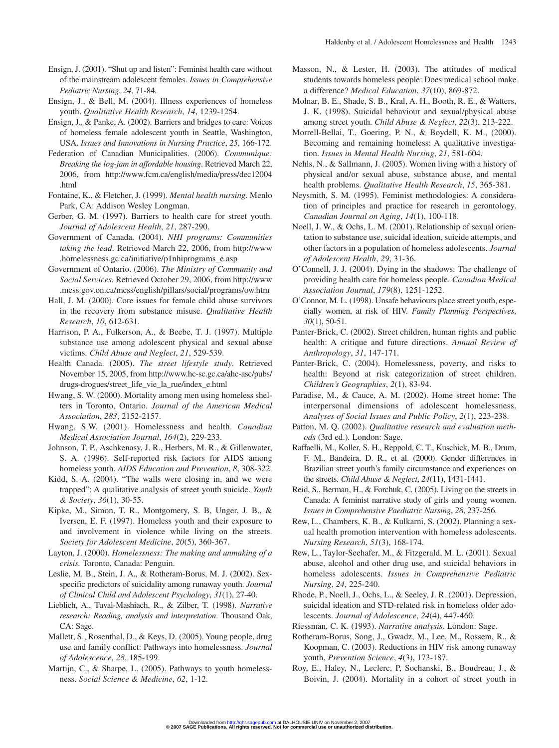Ensign, J. (2001). "Shut up and listen": Feminist health care without of the mainstream adolescent females. *Issues in Comprehensive Pediatric Nursing*, *24*, 71-84.

Ensign, J., & Bell, M. (2004). Illness experiences of homeless youth. *Qualitative Health Research*, *14*, 1239-1254.

Ensign, J., & Panke, A. (2002). Barriers and bridges to care: Voices of homeless female adolescent youth in Seattle, Washington, USA. *Issues and Innovations in Nursing Practice*, *25*, 166-172.

Federation of Canadian Municipalities. (2006). *Communique: Breaking the log-jam in affordable housing*. Retrieved March 22, 2006, from http://www.fcm.ca/english/media/press/dec12004.html

Fontaine, K., & Fletcher, J. (1999). *Mental health nursing*. Menlo Park, CA: Addison Wesley Longman.

Gerber, G. M. (1997). Barriers to health care for street youth. *Journal of Adolescent Health*, *21*, 287-290.

Government of Canada. (2004). *NHI programs: Communities taking the lead*. Retrieved March 22, 2006, from http://www.homelessness.gc.ca/initiative/p1nhiprograms_e.asp

Government of Ontario. (2006). *The Ministry of Community and Social Services.* Retrieved October 29, 2006, from http://www.mcss.gov.on.ca/mcss/english/pillars/social/programs/ow.htm

Hall, J. M. (2000). Core issues for female child abuse survivors in the recovery from substance misuse. *Qualitative Health Research*, *10*, 612-631.

Harrison, P. A., Fulkerson, A., & Beebe, T. J. (1997). Multiple substance use among adolescent physical and sexual abuse victims. *Child Abuse and Neglect*, *21*, 529-539.

Health Canada. (2005). *The street lifestyle study*. Retrieved November 15, 2005, from http://www.hc-sc.gc.ca/ahc-asc/pubs/drugs-drogues/street_life_vie_la_rue/index_e.html

Hwang, S. W. (2000). Mortality among men using homeless shelters in Toronto, Ontario. *Journal of the American Medical Association*, *283*, 2152-2157.

Hwang, S.W. (2001). Homelessness and health. *Canadian Medical Association Journal*, *164*(2), 229-233.

Johnson, T. P., Aschkenasy, J. R., Herbers, M. R., & Gillenwater, S. A. (1996). Self-reported risk factors for AIDS among homeless youth. *AIDS Education and Prevention*, *8*, 308-322.

Kidd, S. A. (2004). "The walls were closing in, and we were trapped": A qualitative analysis of street youth suicide. *Youth & Society*, *36*(1), 30-55.

Kipke, M., Simon, T. R., Montgomery, S. B, Unger, J. B., & Iversen, E. F. (1997). Homeless youth and their exposure to and involvement in violence while living on the streets. *Society for Adolescent Medicine*, *20*(5), 360-367.

Layton, J. (2000). *Homelessness: The making and unmaking of a crisis.* Toronto, Canada: Penguin.

Leslie, M. B., Stein, J. A., & Rotheram-Borus, M. J. (2002). Sex-specific predictors of suicidality among runaway youth. *Journal of Clinical Child and Adolescent Psychology*, *31*(1), 27-40.

Lieblich, A., Tuval-Mashiach, R., & Zilber, T. (1998). *Narrative research: Reading, analysis and interpretation*. Thousand Oak, CA: Sage.

Mallett, S., Rosenthal, D., & Keys, D. (2005). Young people, drug use and family conflict: Pathways into homelessness. *Journal of Adolescence*, *28*, 185-199.

Martijn, C., & Sharpe, L. (2005). Pathways to youth homelessness. *Social Science & Medicine*, *62*, 1-12.

Masson, N., & Lester, H. (2003). The attitudes of medical students towards homeless people: Does medical school make a difference? *Medical Education*, *37*(10), 869-872.

Molnar, B. E., Shade, S. B., Kral, A. H., Booth, R. E., & Watters, J. K. (1998). Suicidal behaviour and sexual/physical abuse among street youth. *Child Abuse & Neglect*, *22*(3), 213-222.

Morrell-Bellai, T., Goering, P. N., & Boydell, K. M., (2000). Becoming and remaining homeless: A qualitative investigation. *Issues in Mental Health Nursing*, *21*, 581-604.

Nehls, N., & Sallmann, J. (2005). Women living with a history of physical and/or sexual abuse, substance abuse, and mental health problems. *Qualitative Health Research*, *15*, 365-381.

Neysmith, S. M. (1995). Feminist methodologies: A consideration of principles and practice for research in gerontology. *Canadian Journal on Aging*, *14*(1), 100-118.

Noell, J. W., & Ochs, L. M. (2001). Relationship of sexual orientation to substance use, suicidal ideation, suicide attempts, and other factors in a population of homeless adolescents. *Journal of Adolescent Health*, *29*, 31-36.

O'Connell, J. J. (2004). Dying in the shadows: The challenge of providing health care for homeless people. *Canadian Medical Association Journal*, *179*(8), 1251-1252.

O'Connor, M. L. (1998). Unsafe behaviours place street youth, especially women, at risk of HIV. *Family Planning Perspectives*, *30*(1), 50-51.

Panter-Brick, C. (2002). Street children, human rights and public health: A critique and future directions. *Annual Review of Anthropology*, *31*, 147-171.

Panter-Brick, C. (2004). Homelessness, poverty, and risks to health: Beyond at risk categorization of street children. *Children's Geographies*, *2*(1), 83-94.

Paradise, M., & Cauce, A. M. (2002). Home street home: The interpersonal dimensions of adolescent homelessness. *Analyses of Social Issues and Public Policy*, *2*(1), 223-238.

Patton, M. Q. (2002). *Qualitative research and evaluation methods* (3rd ed.). London: Sage.

Raffaelli, M., Koller, S. H., Reppold, C. T., Kuschick, M. B., Drum, F. M., Bandeira, D. R., et al. (2000). Gender differences in Brazilian street youth's family circumstance and experiences on the streets. *Child Abuse & Neglect*, *24*(11), 1431-1441.

Reid, S., Berman, H., & Forchuk, C. (2005). Living on the streets in Canada: A feminist narrative study of girls and young women. *Issues in Comprehensive Paediatric Nursing*, *28*, 237-256.

Rew, L., Chambers, K. B., & Kulkarni, S. (2002). Planning a sexual health promotion intervention with homeless adolescents. *Nursing Research*, *51*(3), 168-174.

Rew, L., Taylor-Seehafer, M., & Fitzgerald, M. L. (2001). Sexual abuse, alcohol and other drug use, and suicidal behaviors in homeless adolescents. *Issues in Comprehensive Pediatric Nursing*, *24*, 225-240.

Rhode, P., Noell, J., Ochs, L., & Seeley, J. R. (2001). Depression, suicidal ideation and STD-related risk in homeless older adolescents. *Journal of Adolescence*, *24*(4), 447-460.

Riessman, C. K. (1993). *Narrative analysis*. London: Sage.

Rotheram-Borus, Song, J., Gwadz, M., Lee, M., Rossem, R., & Koopman, C. (2003). Reductions in HIV risk among runaway youth. *Prevention Science*, *4*(3), 173-187.

Roy, E., Haley, N., Leclerc, P, Sochanski, B., Boudreau, J., & Boivin, J. (2004). Mortality in a cohort of street youth in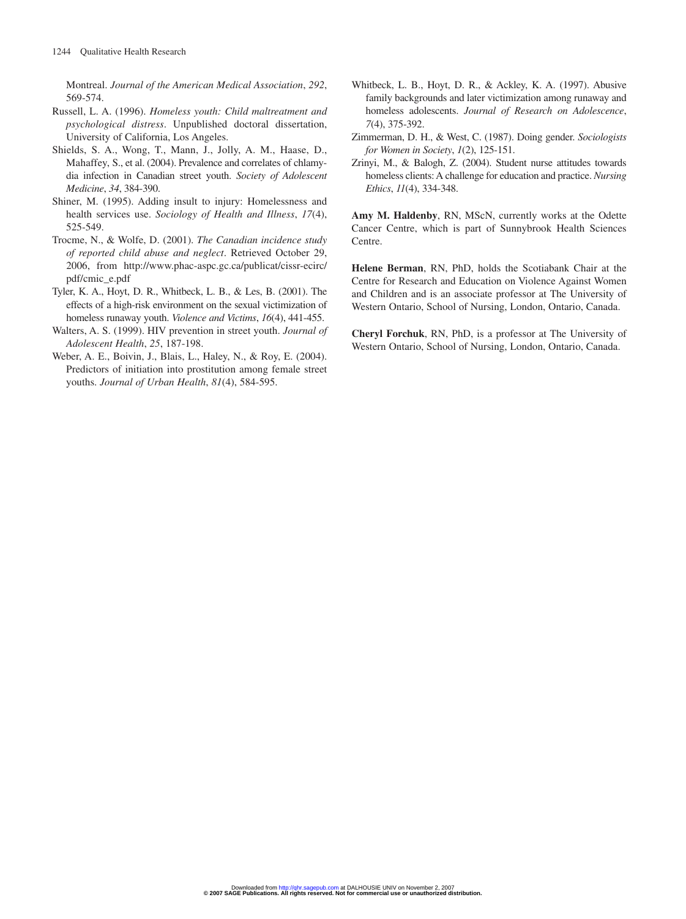Montreal. *Journal of the American Medical Association*, *292*, 569-574.

Russell, L. A. (1996). *Homeless youth: Child maltreatment and psychological distress*. Unpublished doctoral dissertation, University of California, Los Angeles.

Shields, S. A., Wong, T., Mann, J., Jolly, A. M., Haase, D., Mahaffey, S., et al. (2004). Prevalence and correlates of chlamydia infection in Canadian street youth. *Society of Adolescent Medicine*, *34*, 384-390.

Shiner, M. (1995). Adding insult to injury: Homelessness and health services use. *Sociology of Health and Illness*, *17*(4), 525-549.

Trocme, N., & Wolfe, D. (2001). *The Canadian incidence study of reported child abuse and neglect*. Retrieved October 29, 2006, from http://www.phac-aspc.gc.ca/publicat/cissr-ecirc/pdf/cmic_e.pdf

Tyler, K. A., Hoyt, D. R., Whitbeck, L. B., & Les, B. (2001). The effects of a high-risk environment on the sexual victimization of homeless runaway youth. *Violence and Victims*, *16*(4), 441-455.

Walters, A. S. (1999). HIV prevention in street youth. *Journal of Adolescent Health*, *25*, 187-198.

Weber, A. E., Boivin, J., Blais, L., Haley, N., & Roy, E. (2004). Predictors of initiation into prostitution among female street youths. *Journal of Urban Health*, *81*(4), 584-595.

Whitbeck, L. B., Hoyt, D. R., & Ackley, K. A. (1997). Abusive family backgrounds and later victimization among runaway and homeless adolescents. *Journal of Research on Adolescence*, *7*(4), 375-392.

Zimmerman, D. H., & West, C. (1987). Doing gender. *Sociologists for Women in Society*, *1*(2), 125-151.

Zrinyi, M., & Balogh, Z. (2004). Student nurse attitudes towards homeless clients: A challenge for education and practice. *Nursing Ethics*, *11*(4), 334-348.

**Amy M. Haldenby**, RN, MScN, currently works at the Odette Cancer Centre, which is part of Sunnybrook Health Sciences Centre.

**Helene Berman**, RN, PhD, holds the Scotiabank Chair at the Centre for Research and Education on Violence Against Women and Children and is an associate professor at The University of Western Ontario, School of Nursing, London, Ontario, Canada.

**Cheryl Forchuk**, RN, PhD, is a professor at The University of Western Ontario, School of Nursing, London, Ontario, Canada.